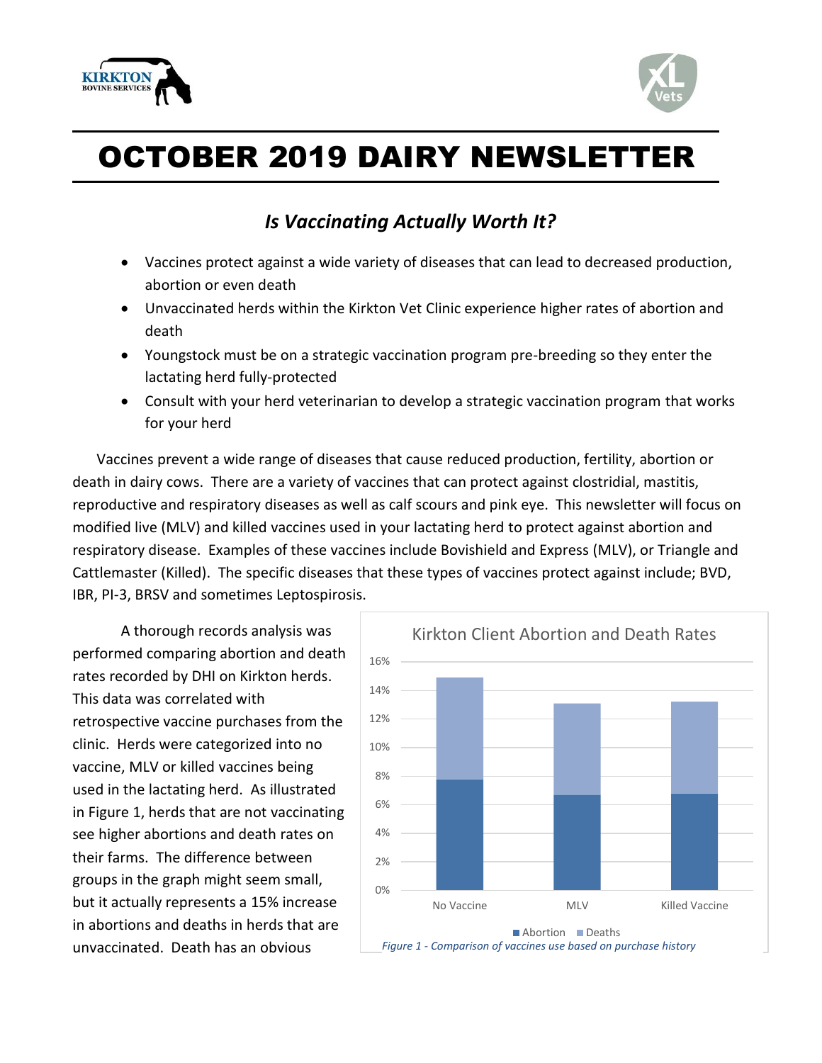# OCTOBER 2019 DAIRY NEWSLETTER

## *Is Vaccinating Actually Worth It?*

- Vaccines protect against a wide variety of diseases that can lead to decreased production, abortion or even death
- Unvaccinated herds within the Kirkton Vet Clinic experience higher rates of abortion and death
- Youngstock must be on a strategic vaccination program pre-breeding so they enter the lactating herd fully-protected
- Consult with your herd veterinarian to develop a strategic vaccination program that works for your herd

Vaccines prevent a wide range of diseases that cause reduced production, fertility, abortion or death in dairy cows. There are a variety of vaccines that can protect against clostridial, mastitis, reproductive and respiratory diseases as well as calf scours and pink eye. This newsletter will focus on modified live (MLV) and killed vaccines used in your lactating herd to protect against abortion and respiratory disease. Examples of these vaccines include Bovishield and Express (MLV), or Triangle and Cattlemaster (Killed). The specific diseases that these types of vaccines protect against include; BVD, IBR, PI-3, BRSV and sometimes Leptospirosis.

A thorough records analysis was performed comparing abortion and death rates recorded by DHI on Kirkton herds. This data was correlated with retrospective vaccine purchases from the clinic. Herds were categorized into no vaccine, MLV or killed vaccines being used in the lactating herd. As illustrated in Figure 1, herds that are not vaccinating see higher abortions and death rates on their farms. The difference between groups in the graph might seem small, but it actually represents a 15% increase in abortions and deaths in herds that are unvaccinated. Death has an obvious

*Figure 1 - Comparison of vaccines use based on purchase history*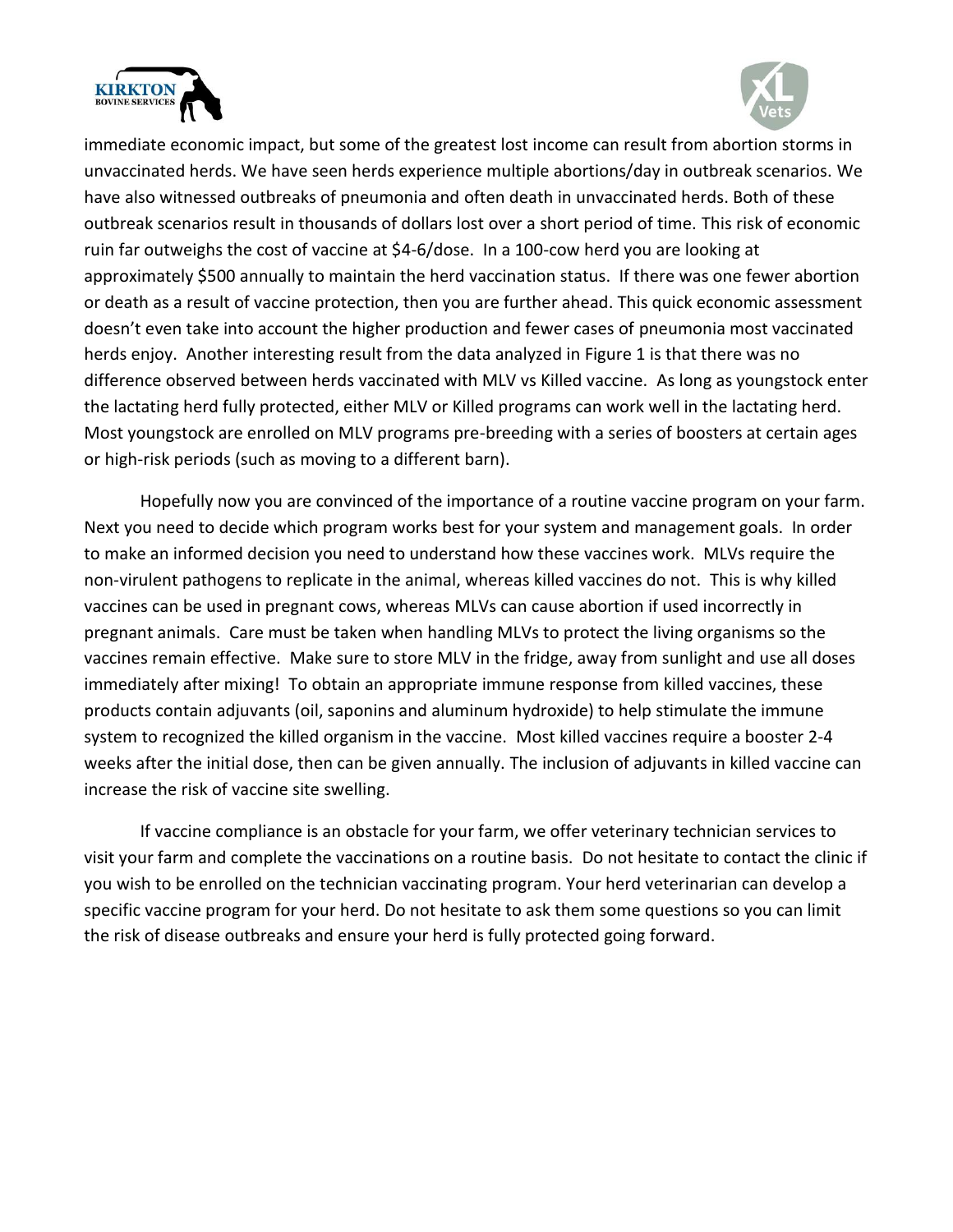immediate economic impact, but some of the greatest lost income can result from abortion storms in unvaccinated herds. We have seen herds experience multiple abortions/day in outbreak scenarios. We have also witnessed outbreaks of pneumonia and often death in unvaccinated herds. Both of these outbreak scenarios result in thousands of dollars lost over a short period of time. This risk of economic ruin far outweighs the cost of vaccine at $4-6/dose. In a 100-cow herd you are looking at approximately $500 annually to maintain the herd vaccination status. If there was one fewer abortion or death as a result of vaccine protection, then you are further ahead. This quick economic assessment doesn't even take into account the higher production and fewer cases of pneumonia most vaccinated herds enjoy. Another interesting result from the data analyzed in Figure 1 is that there was no difference observed between herds vaccinated with MLV vs Killed vaccine. As long as youngstock enter the lactating herd fully protected, either MLV or Killed programs can work well in the lactating herd. Most youngstock are enrolled on MLV programs pre-breeding with a series of boosters at certain ages or high-risk periods (such as moving to a different barn).

Hopefully now you are convinced of the importance of a routine vaccine program on your farm. Next you need to decide which program works best for your system and management goals. In order to make an informed decision you need to understand how these vaccines work. MLVs require the non-virulent pathogens to replicate in the animal, whereas killed vaccines do not. This is why killed vaccines can be used in pregnant cows, whereas MLVs can cause abortion if used incorrectly in pregnant animals. Care must be taken when handling MLVs to protect the living organisms so the vaccines remain effective. Make sure to store MLV in the fridge, away from sunlight and use all doses immediately after mixing! To obtain an appropriate immune response from killed vaccines, these products contain adjuvants (oil, saponins and aluminum hydroxide) to help stimulate the immune system to recognized the killed organism in the vaccine. Most killed vaccines require a booster 2-4 weeks after the initial dose, then can be given annually. The inclusion of adjuvants in killed vaccine can increase the risk of vaccine site swelling.

If vaccine compliance is an obstacle for your farm, we offer veterinary technician services to visit your farm and complete the vaccinations on a routine basis. Do not hesitate to contact the clinic if you wish to be enrolled on the technician vaccinating program. Your herd veterinarian can develop a specific vaccine program for your herd. Do not hesitate to ask them some questions so you can limit the risk of disease outbreaks and ensure your herd is fully protected going forward.